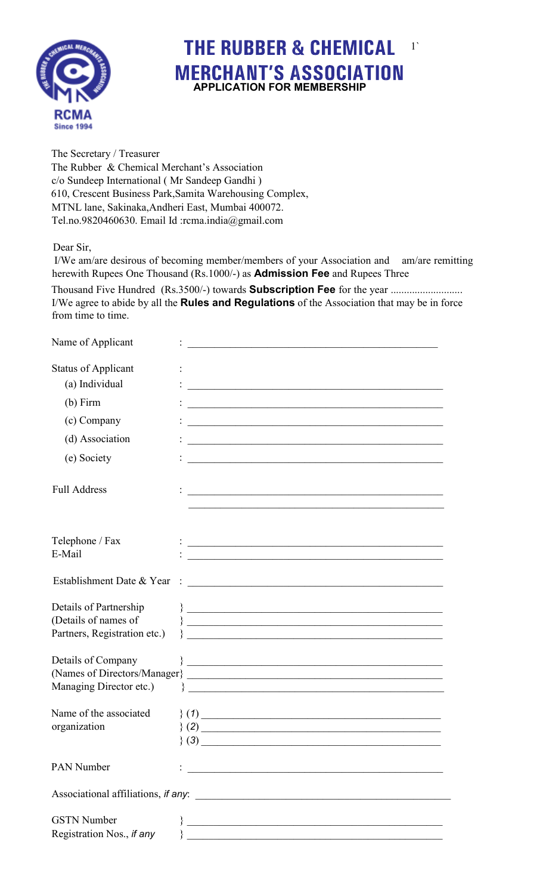RCMA
Since 1994

# THE RUBBER & CHEMICAL MERCHANT'S ASSOCIATION

## APPLICATION FOR MEMBERSHIP

The Secretary / Treasurer
The Rubber & Chemical Merchant's Association
c/o Sundeep International ( Mr Sandeep Gandhi )
610, Crescent Business Park,Samita Warehousing Complex,
MTNL lane, Sakinaka,Andheri East, Mumbai 400072.
Tel.no.9820460630. Email Id :rcma.india@gmail.com

Dear Sir,

I/We am/are desirous of becoming member/members of your Association and am/are remitting herewith Rupees One Thousand (Rs.1000/-) as **Admission Fee** and Rupees Three Thousand Five Hundred (Rs.3500/-) towards **Subscription Fee** for the year ........................... I/We agree to abide by all the **Rules and Regulations** of the Association that may be in force from time to time.

Name of Applicant : ______________________________

Status of Applicant :

(a) Individual : ______________________________

(b) Firm : ______________________________

(c) Company : ______________________________

(d) Association : ______________________________

(e) Society : ______________________________

Full Address : ______________________________

______________________________

Telephone / Fax : ______________________________

E-Mail : ______________________________

Establishment Date & Year : ______________________________

Details of Partnership } ______________________________
(Details of names of } ______________________________
Partners, Registration etc.) } ______________________________

Details of Company } ______________________________
(Names of Directors/Manager} ______________________________
Managing Director etc.) } ______________________________

Name of the associated } *(1)* ______________________________
organization } *(2)* ______________________________
} *(3)* ______________________________

PAN Number : ______________________________

Associational affiliations, *if any*: ______________________________

GSTN Number } ______________________________
Registration Nos., *if any* } ______________________________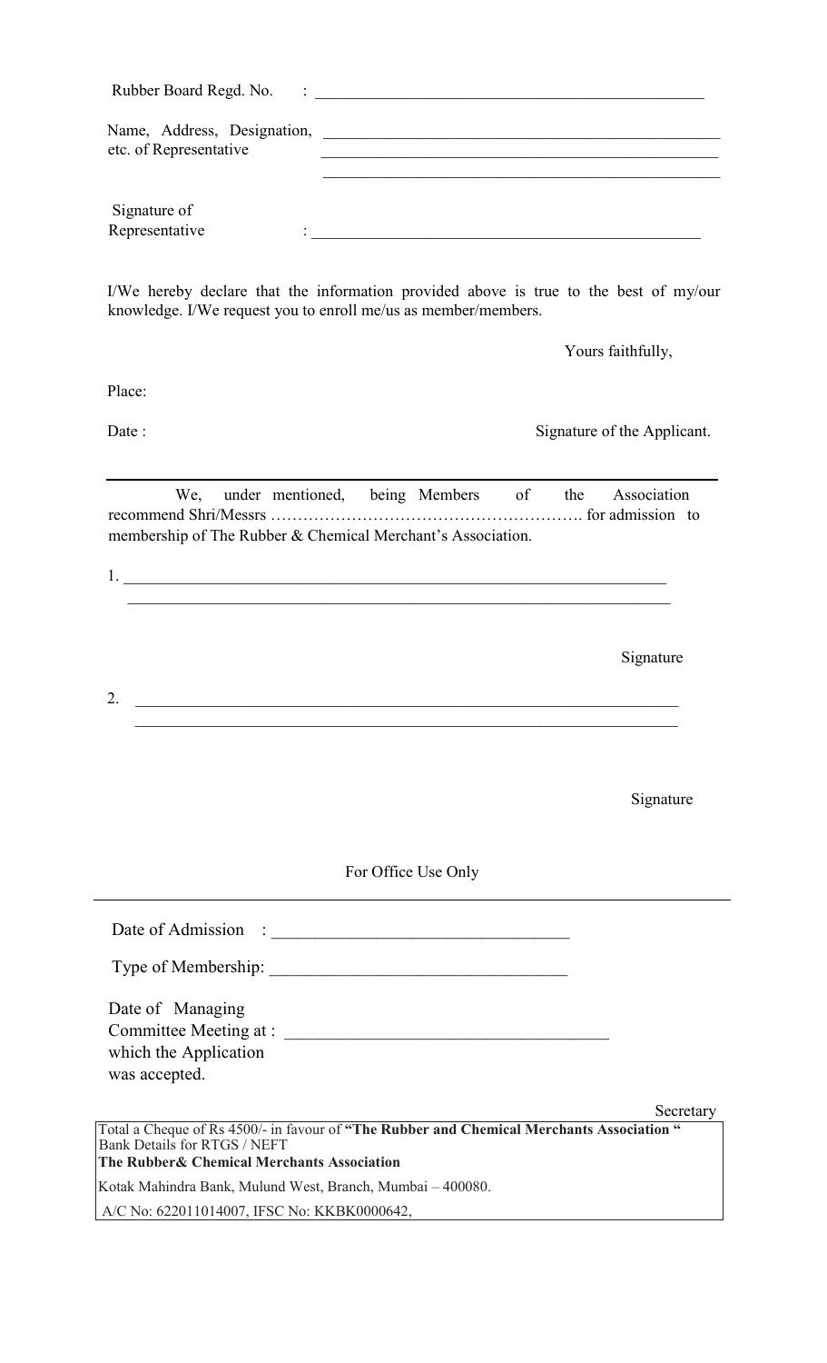Rubber Board Regd. No. : ______________________________________________

Name, Address, Designation, etc. of Representative ______________________________________________

______________________________________________

______________________________________________

Signature of Representative : ______________________________________________

I/We hereby declare that the information provided above is true to the best of my/our knowledge. I/We request you to enroll me/us as member/members.

Yours faithfully,

Place:

Date :

Signature of the Applicant.

---

We, under mentioned, being Members of the Association recommend Shri/Messrs ………………………………………………. for admission to membership of The Rubber & Chemical Merchant's Association.

1. ______________________________________________

______________________________________________

Signature

2. ______________________________________________

______________________________________________

Signature

For Office Use Only

---

Date of Admission : ______________________________

Type of Membership: ______________________________

Date of Managing Committee Meeting at : ______________________________ which the Application was accepted.

Secretary

| |
|---|
| Total a Cheque of Rs 4500/- in favour of **"The Rubber and Chemical Merchants Association "** |
| Bank Details for RTGS / NEFT |
| **The Rubber& Chemical Merchants Association** |
| Kotak Mahindra Bank, Mulund West, Branch, Mumbai – 400080. |
| A/C No: 622011014007, IFSC No: KKBK0000642, |